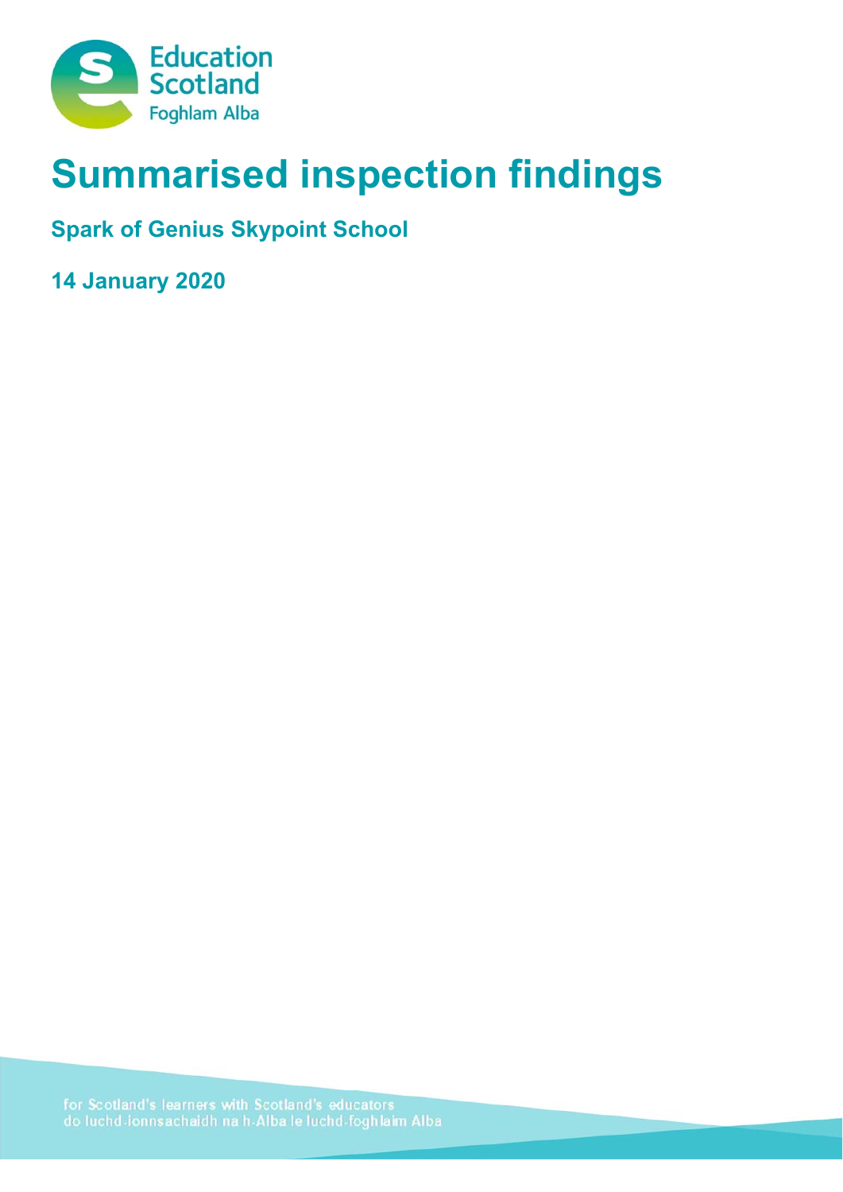# Summarised inspection findings

**Spark of Genius Skypoint School**

**14 January 2020**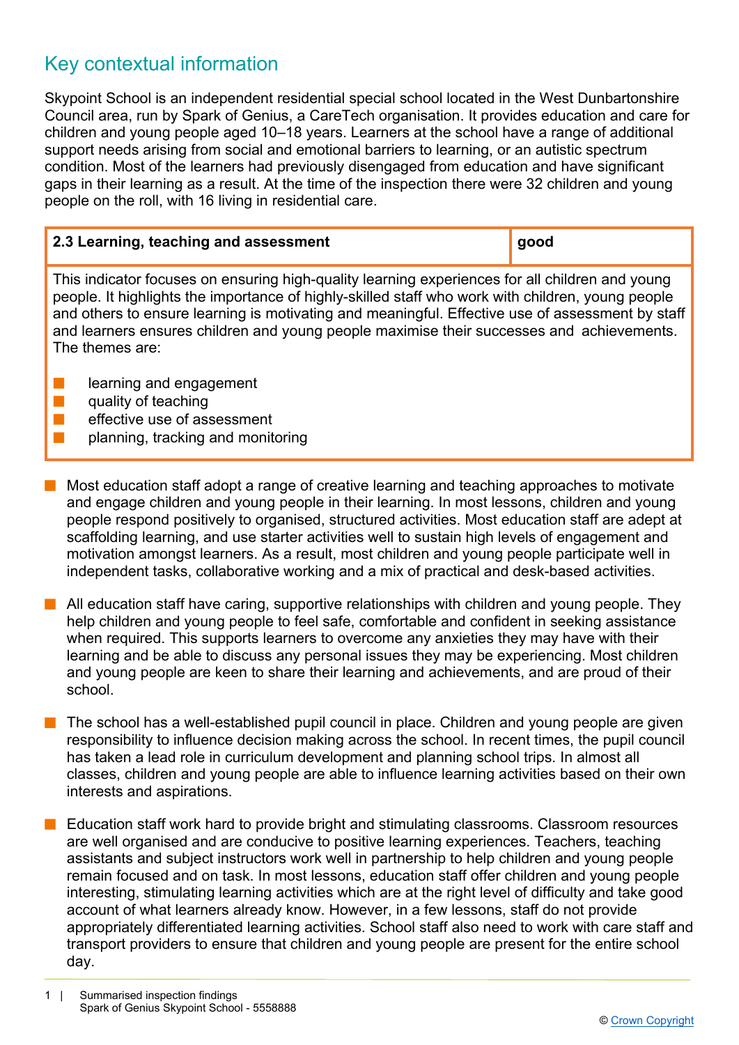## Key contextual information

Skypoint School is an independent residential special school located in the West Dunbartonshire Council area, run by Spark of Genius, a CareTech organisation. It provides education and care for children and young people aged 10–18 years. Learners at the school have a range of additional support needs arising from social and emotional barriers to learning, or an autistic spectrum condition. Most of the learners had previously disengaged from education and have significant gaps in their learning as a result. At the time of the inspection there were 32 children and young people on the roll, with 16 living in residential care.

| 2.3 Learning, teaching and assessment | good |
|---|---|
| This indicator focuses on ensuring high-quality learning experiences for all children and young people. It highlights the importance of highly-skilled staff who work with children, young people and others to ensure learning is motivating and meaningful. Effective use of assessment by staff and learners ensures children and young people maximise their successes and achievements. The themes are:<br>■ learning and engagement<br>■ quality of teaching<br>■ effective use of assessment<br>■ planning, tracking and monitoring | |

- Most education staff adopt a range of creative learning and teaching approaches to motivate and engage children and young people in their learning. In most lessons, children and young people respond positively to organised, structured activities. Most education staff are adept at scaffolding learning, and use starter activities well to sustain high levels of engagement and motivation amongst learners. As a result, most children and young people participate well in independent tasks, collaborative working and a mix of practical and desk-based activities.
- All education staff have caring, supportive relationships with children and young people. They help children and young people to feel safe, comfortable and confident in seeking assistance when required. This supports learners to overcome any anxieties they may have with their learning and be able to discuss any personal issues they may be experiencing. Most children and young people are keen to share their learning and achievements, and are proud of their school.
- The school has a well-established pupil council in place. Children and young people are given responsibility to influence decision making across the school. In recent times, the pupil council has taken a lead role in curriculum development and planning school trips. In almost all classes, children and young people are able to influence learning activities based on their own interests and aspirations.
- Education staff work hard to provide bright and stimulating classrooms. Classroom resources are well organised and are conducive to positive learning experiences. Teachers, teaching assistants and subject instructors work well in partnership to help children and young people remain focused and on task. In most lessons, education staff offer children and young people interesting, stimulating learning activities which are at the right level of difficulty and take good account of what learners already know. However, in a few lessons, staff do not provide appropriately differentiated learning activities. School staff also need to work with care staff and transport providers to ensure that children and young people are present for the entire school day.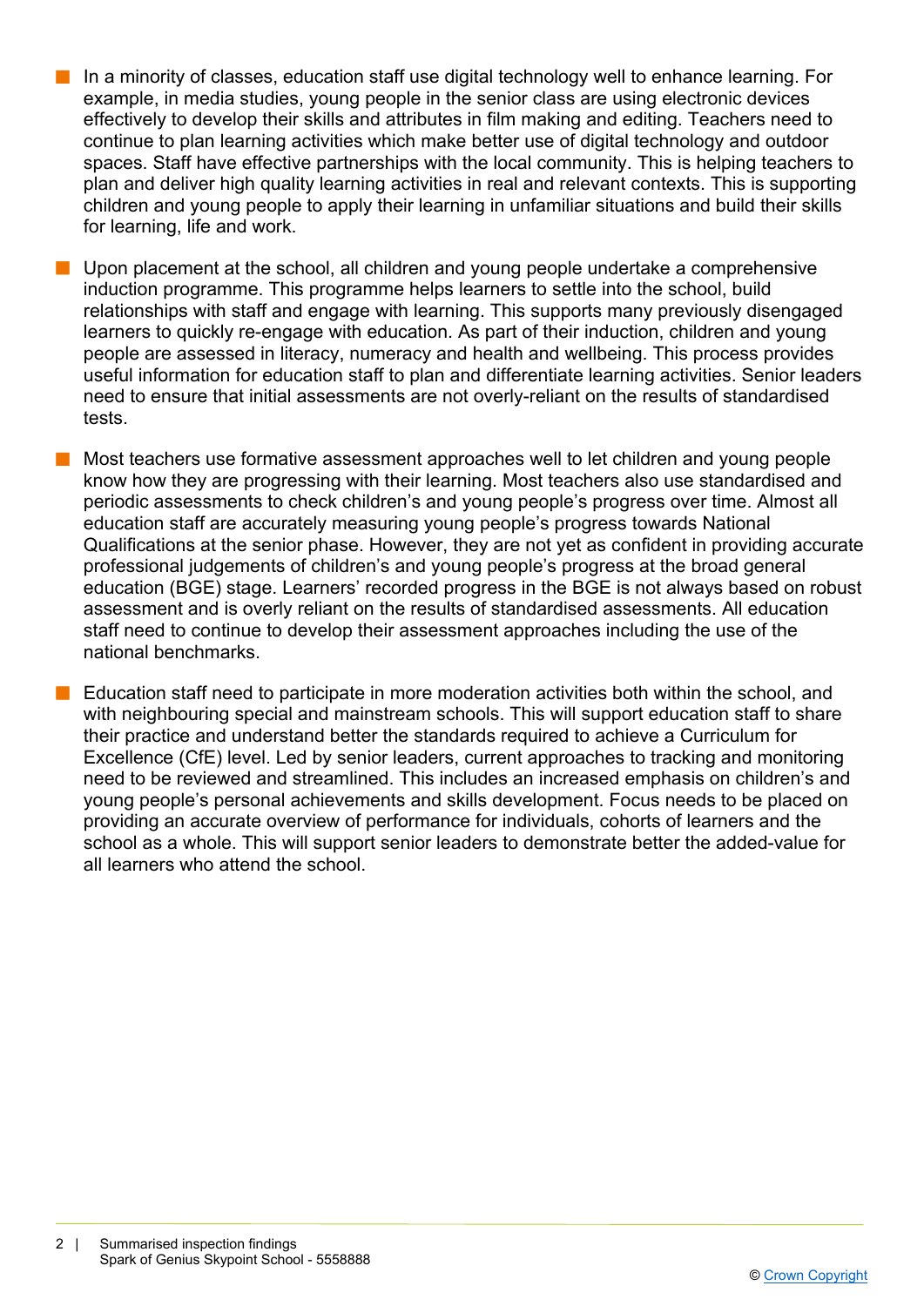- In a minority of classes, education staff use digital technology well to enhance learning. For example, in media studies, young people in the senior class are using electronic devices effectively to develop their skills and attributes in film making and editing. Teachers need to continue to plan learning activities which make better use of digital technology and outdoor spaces. Staff have effective partnerships with the local community. This is helping teachers to plan and deliver high quality learning activities in real and relevant contexts. This is supporting children and young people to apply their learning in unfamiliar situations and build their skills for learning, life and work.

- Upon placement at the school, all children and young people undertake a comprehensive induction programme. This programme helps learners to settle into the school, build relationships with staff and engage with learning. This supports many previously disengaged learners to quickly re-engage with education. As part of their induction, children and young people are assessed in literacy, numeracy and health and wellbeing. This process provides useful information for education staff to plan and differentiate learning activities. Senior leaders need to ensure that initial assessments are not overly-reliant on the results of standardised tests.

- Most teachers use formative assessment approaches well to let children and young people know how they are progressing with their learning. Most teachers also use standardised and periodic assessments to check children's and young people's progress over time. Almost all education staff are accurately measuring young people's progress towards National Qualifications at the senior phase. However, they are not yet as confident in providing accurate professional judgements of children's and young people's progress at the broad general education (BGE) stage. Learners' recorded progress in the BGE is not always based on robust assessment and is overly reliant on the results of standardised assessments. All education staff need to continue to develop their assessment approaches including the use of the national benchmarks.

- Education staff need to participate in more moderation activities both within the school, and with neighbouring special and mainstream schools. This will support education staff to share their practice and understand better the standards required to achieve a Curriculum for Excellence (CfE) level. Led by senior leaders, current approaches to tracking and monitoring need to be reviewed and streamlined. This includes an increased emphasis on children's and young people's personal achievements and skills development. Focus needs to be placed on providing an accurate overview of performance for individuals, cohorts of learners and the school as a whole. This will support senior leaders to demonstrate better the added-value for all learners who attend the school.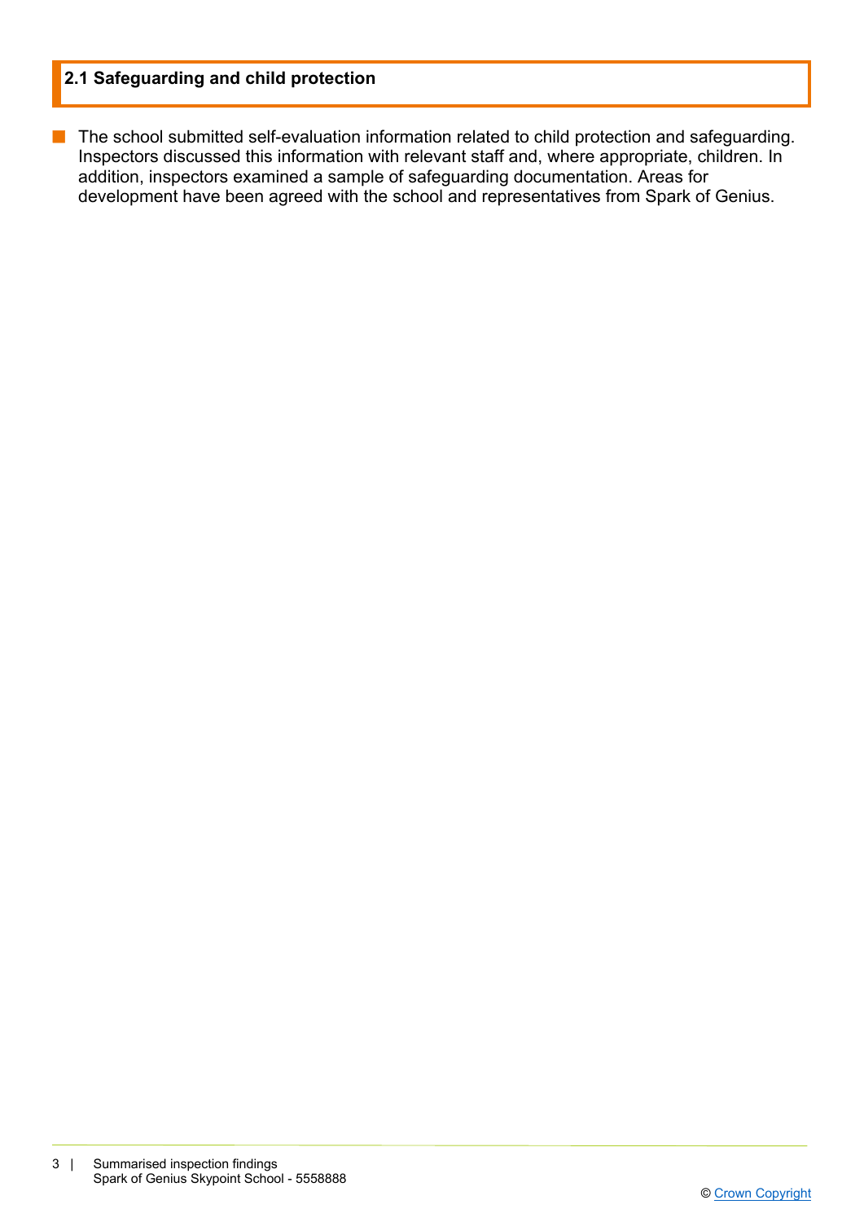## 2.1 Safeguarding and child protection

- The school submitted self-evaluation information related to child protection and safeguarding. Inspectors discussed this information with relevant staff and, where appropriate, children. In addition, inspectors examined a sample of safeguarding documentation. Areas for development have been agreed with the school and representatives from Spark of Genius.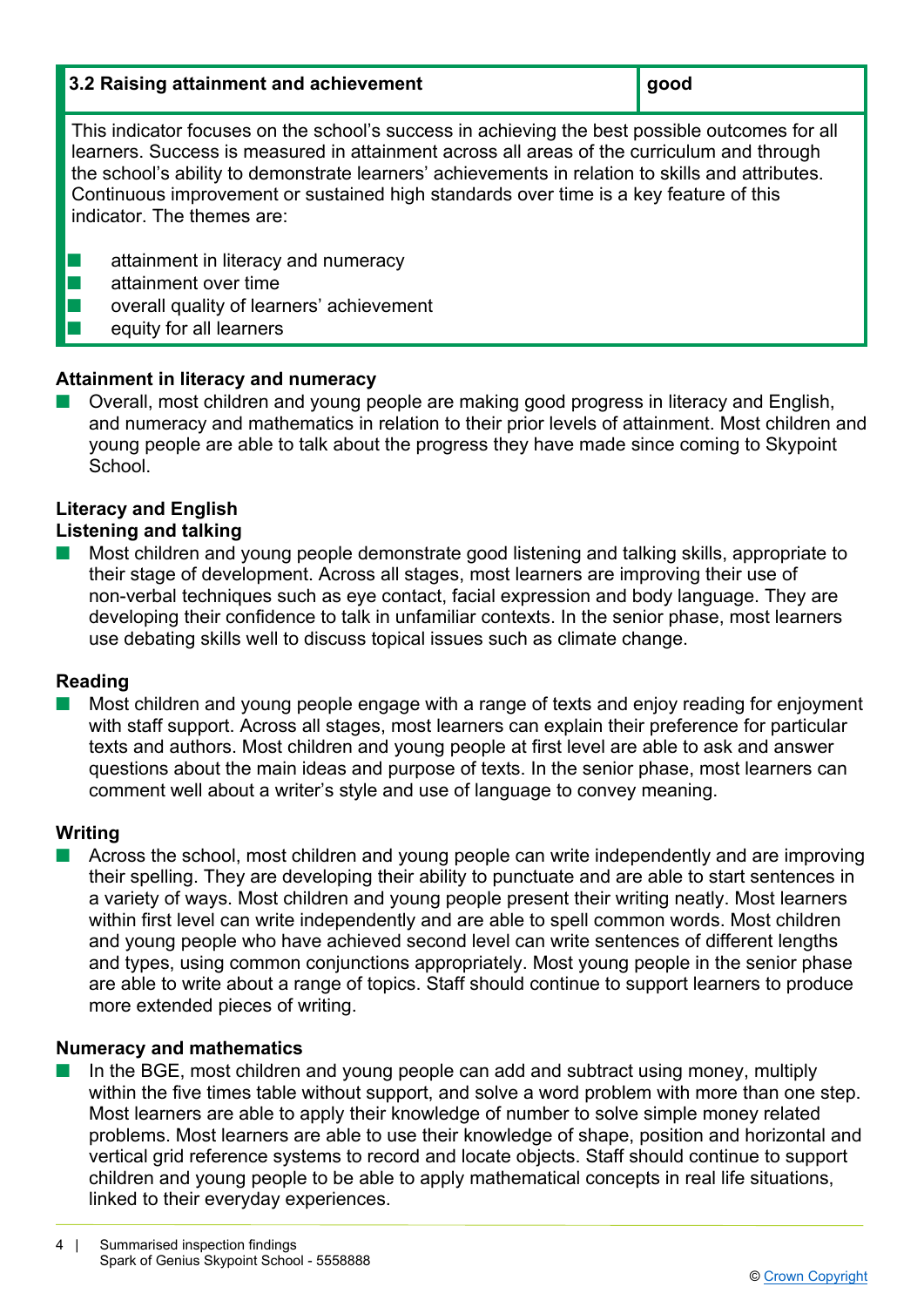| 3.2 Raising attainment and achievement | good |
|---|---|
| This indicator focuses on the school's success in achieving the best possible outcomes for all learners. Success is measured in attainment across all areas of the curriculum and through the school's ability to demonstrate learners' achievements in relation to skills and attributes. Continuous improvement or sustained high standards over time is a key feature of this indicator. The themes are:<br><br>■ attainment in literacy and numeracy<br>■ attainment over time<br>■ overall quality of learners' achievement<br>■ equity for all learners | |

**Attainment in literacy and numeracy**

- Overall, most children and young people are making good progress in literacy and English, and numeracy and mathematics in relation to their prior levels of attainment. Most children and young people are able to talk about the progress they have made since coming to Skypoint School.

**Literacy and English**
**Listening and talking**

- Most children and young people demonstrate good listening and talking skills, appropriate to their stage of development. Across all stages, most learners are improving their use of non-verbal techniques such as eye contact, facial expression and body language. They are developing their confidence to talk in unfamiliar contexts. In the senior phase, most learners use debating skills well to discuss topical issues such as climate change.

**Reading**

- Most children and young people engage with a range of texts and enjoy reading for enjoyment with staff support. Across all stages, most learners can explain their preference for particular texts and authors. Most children and young people at first level are able to ask and answer questions about the main ideas and purpose of texts. In the senior phase, most learners can comment well about a writer's style and use of language to convey meaning.

**Writing**

- Across the school, most children and young people can write independently and are improving their spelling. They are developing their ability to punctuate and are able to start sentences in a variety of ways. Most children and young people present their writing neatly. Most learners within first level can write independently and are able to spell common words. Most children and young people who have achieved second level can write sentences of different lengths and types, using common conjunctions appropriately. Most young people in the senior phase are able to write about a range of topics. Staff should continue to support learners to produce more extended pieces of writing.

**Numeracy and mathematics**

- In the BGE, most children and young people can add and subtract using money, multiply within the five times table without support, and solve a word problem with more than one step. Most learners are able to apply their knowledge of number to solve simple money related problems. Most learners are able to use their knowledge of shape, position and horizontal and vertical grid reference systems to record and locate objects. Staff should continue to support children and young people to be able to apply mathematical concepts in real life situations, linked to their everyday experiences.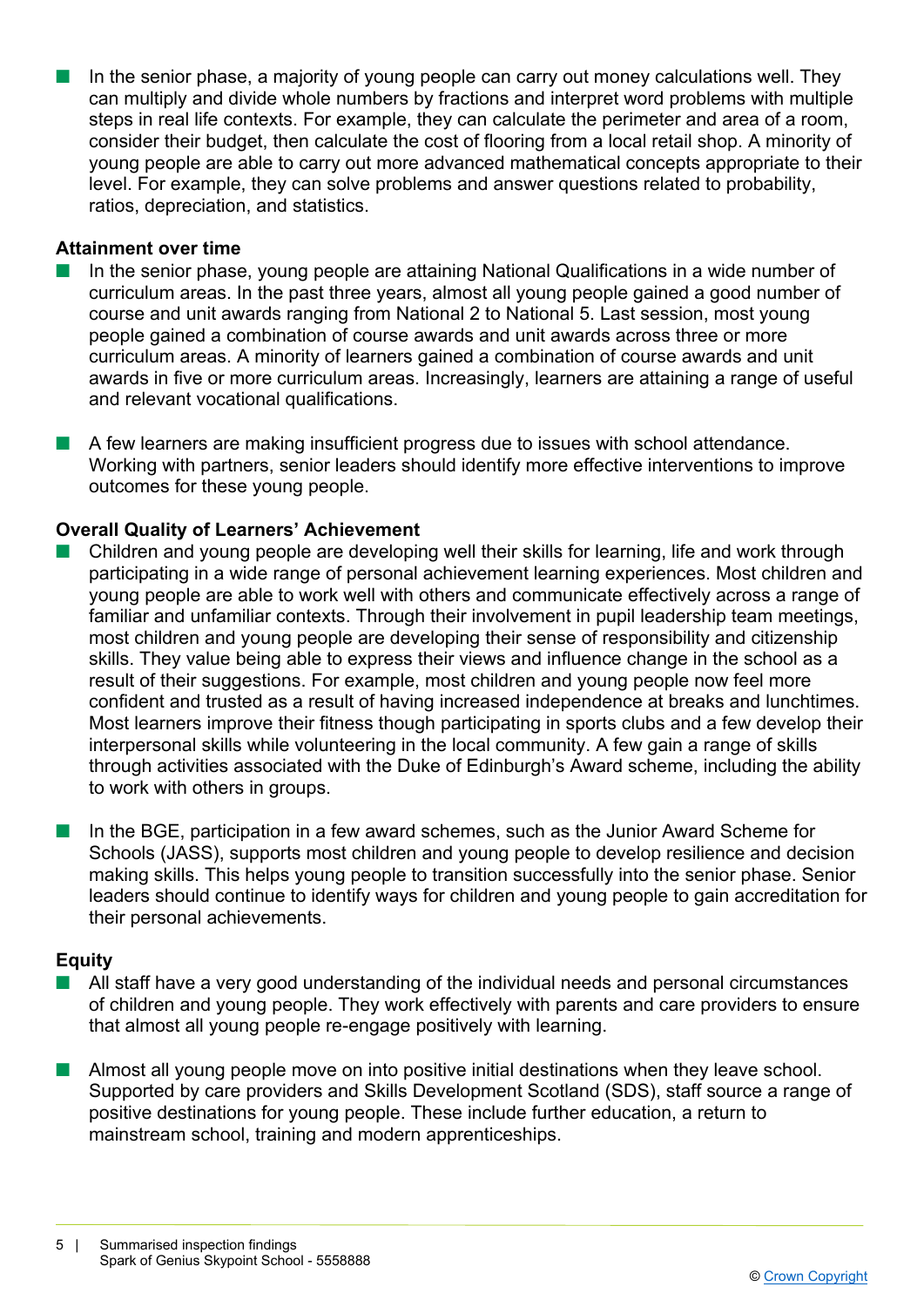- In the senior phase, a majority of young people can carry out money calculations well. They can multiply and divide whole numbers by fractions and interpret word problems with multiple steps in real life contexts. For example, they can calculate the perimeter and area of a room, consider their budget, then calculate the cost of flooring from a local retail shop. A minority of young people are able to carry out more advanced mathematical concepts appropriate to their level. For example, they can solve problems and answer questions related to probability, ratios, depreciation, and statistics.

**Attainment over time**

- In the senior phase, young people are attaining National Qualifications in a wide number of curriculum areas. In the past three years, almost all young people gained a good number of course and unit awards ranging from National 2 to National 5. Last session, most young people gained a combination of course awards and unit awards across three or more curriculum areas. A minority of learners gained a combination of course awards and unit awards in five or more curriculum areas. Increasingly, learners are attaining a range of useful and relevant vocational qualifications.

- A few learners are making insufficient progress due to issues with school attendance. Working with partners, senior leaders should identify more effective interventions to improve outcomes for these young people.

**Overall Quality of Learners' Achievement**

- Children and young people are developing well their skills for learning, life and work through participating in a wide range of personal achievement learning experiences. Most children and young people are able to work well with others and communicate effectively across a range of familiar and unfamiliar contexts. Through their involvement in pupil leadership team meetings, most children and young people are developing their sense of responsibility and citizenship skills. They value being able to express their views and influence change in the school as a result of their suggestions. For example, most children and young people now feel more confident and trusted as a result of having increased independence at breaks and lunchtimes. Most learners improve their fitness though participating in sports clubs and a few develop their interpersonal skills while volunteering in the local community. A few gain a range of skills through activities associated with the Duke of Edinburgh's Award scheme, including the ability to work with others in groups.

- In the BGE, participation in a few award schemes, such as the Junior Award Scheme for Schools (JASS), supports most children and young people to develop resilience and decision making skills. This helps young people to transition successfully into the senior phase. Senior leaders should continue to identify ways for children and young people to gain accreditation for their personal achievements.

**Equity**

- All staff have a very good understanding of the individual needs and personal circumstances of children and young people. They work effectively with parents and care providers to ensure that almost all young people re-engage positively with learning.

- Almost all young people move on into positive initial destinations when they leave school. Supported by care providers and Skills Development Scotland (SDS), staff source a range of positive destinations for young people. These include further education, a return to mainstream school, training and modern apprenticeships.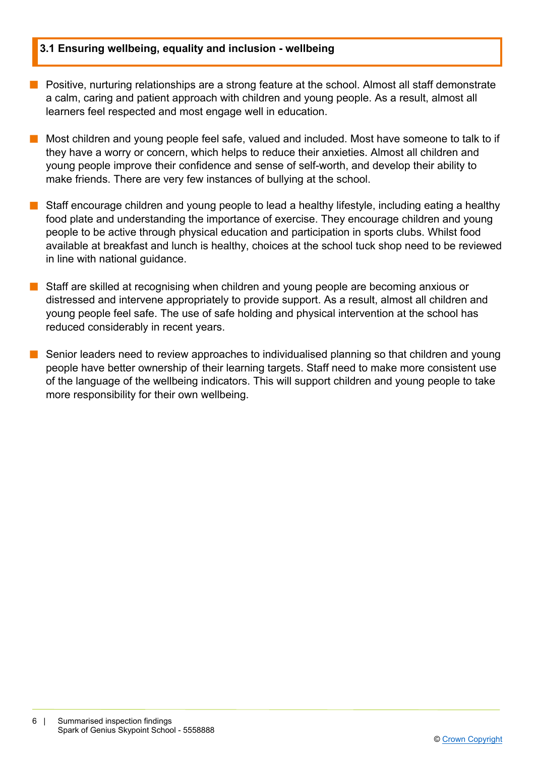## 3.1 Ensuring wellbeing, equality and inclusion - wellbeing

- Positive, nurturing relationships are a strong feature at the school. Almost all staff demonstrate a calm, caring and patient approach with children and young people. As a result, almost all learners feel respected and most engage well in education.

- Most children and young people feel safe, valued and included. Most have someone to talk to if they have a worry or concern, which helps to reduce their anxieties. Almost all children and young people improve their confidence and sense of self-worth, and develop their ability to make friends. There are very few instances of bullying at the school.

- Staff encourage children and young people to lead a healthy lifestyle, including eating a healthy food plate and understanding the importance of exercise. They encourage children and young people to be active through physical education and participation in sports clubs. Whilst food available at breakfast and lunch is healthy, choices at the school tuck shop need to be reviewed in line with national guidance.

- Staff are skilled at recognising when children and young people are becoming anxious or distressed and intervene appropriately to provide support. As a result, almost all children and young people feel safe. The use of safe holding and physical intervention at the school has reduced considerably in recent years.

- Senior leaders need to review approaches to individualised planning so that children and young people have better ownership of their learning targets. Staff need to make more consistent use of the language of the wellbeing indicators. This will support children and young people to take more responsibility for their own wellbeing.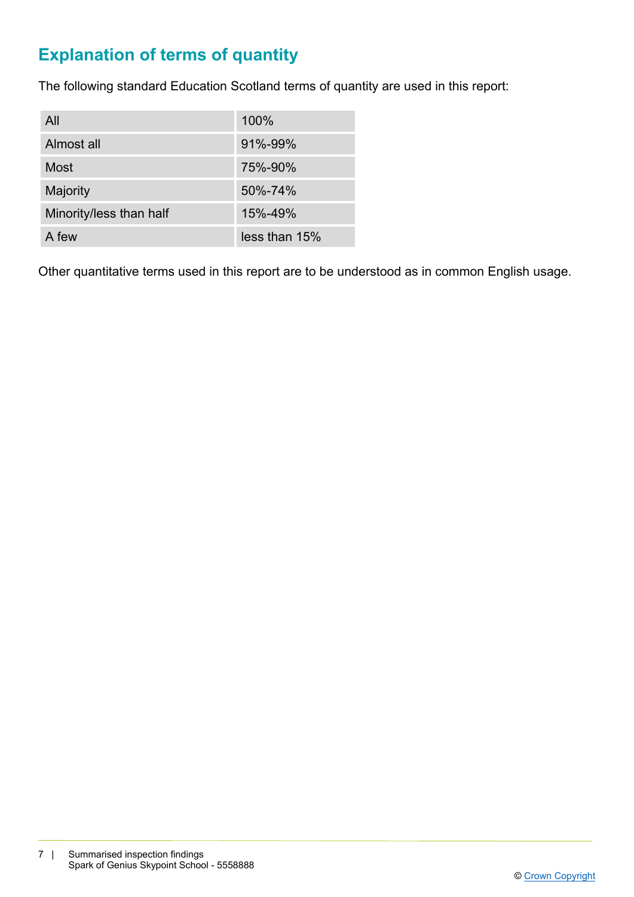## Explanation of terms of quantity

The following standard Education Scotland terms of quantity are used in this report:

| | |
|---|---|
| All | 100% |
| Almost all | 91%-99% |
| Most | 75%-90% |
| Majority | 50%-74% |
| Minority/less than half | 15%-49% |
| A few | less than 15% |

Other quantitative terms used in this report are to be understood as in common English usage.